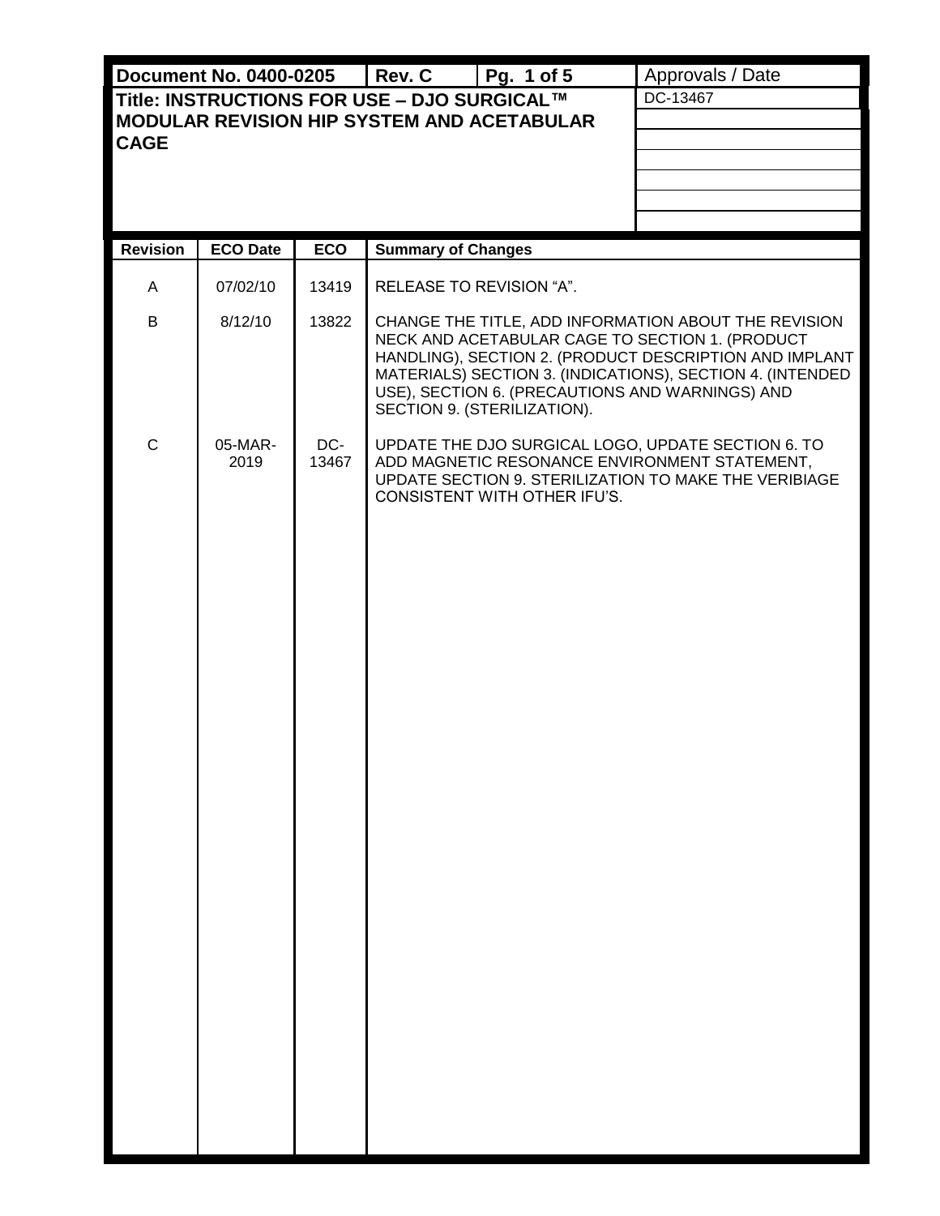| Document No. 0400-0205 | Rev. C | Pg. 1 of 5 | Approvals / Date |
|---|---|---|---|
| **Title: INSTRUCTIONS FOR USE – DJO SURGICAL™ MODULAR REVISION HIP SYSTEM AND ACETABULAR CAGE** | | | DC-13467 |

| Revision | ECO Date | ECO | Summary of Changes |
|---|---|---|---|
| A | 07/02/10 | 13419 | RELEASE TO REVISION "A". |
| B | 8/12/10 | 13822 | CHANGE THE TITLE, ADD INFORMATION ABOUT THE REVISION NECK AND ACETABULAR CAGE TO SECTION 1. (PRODUCT HANDLING), SECTION 2. (PRODUCT DESCRIPTION AND IMPLANT MATERIALS) SECTION 3. (INDICATIONS), SECTION 4. (INTENDED USE), SECTION 6. (PRECAUTIONS AND WARNINGS) AND SECTION 9. (STERILIZATION). |
| C | 05-MAR-2019 | DC-13467 | UPDATE THE DJO SURGICAL LOGO, UPDATE SECTION 6. TO ADD MAGNETIC RESONANCE ENVIRONMENT STATEMENT, UPDATE SECTION 9. STERILIZATION TO MAKE THE VERIBIAGE CONSISTENT WITH OTHER IFU'S. |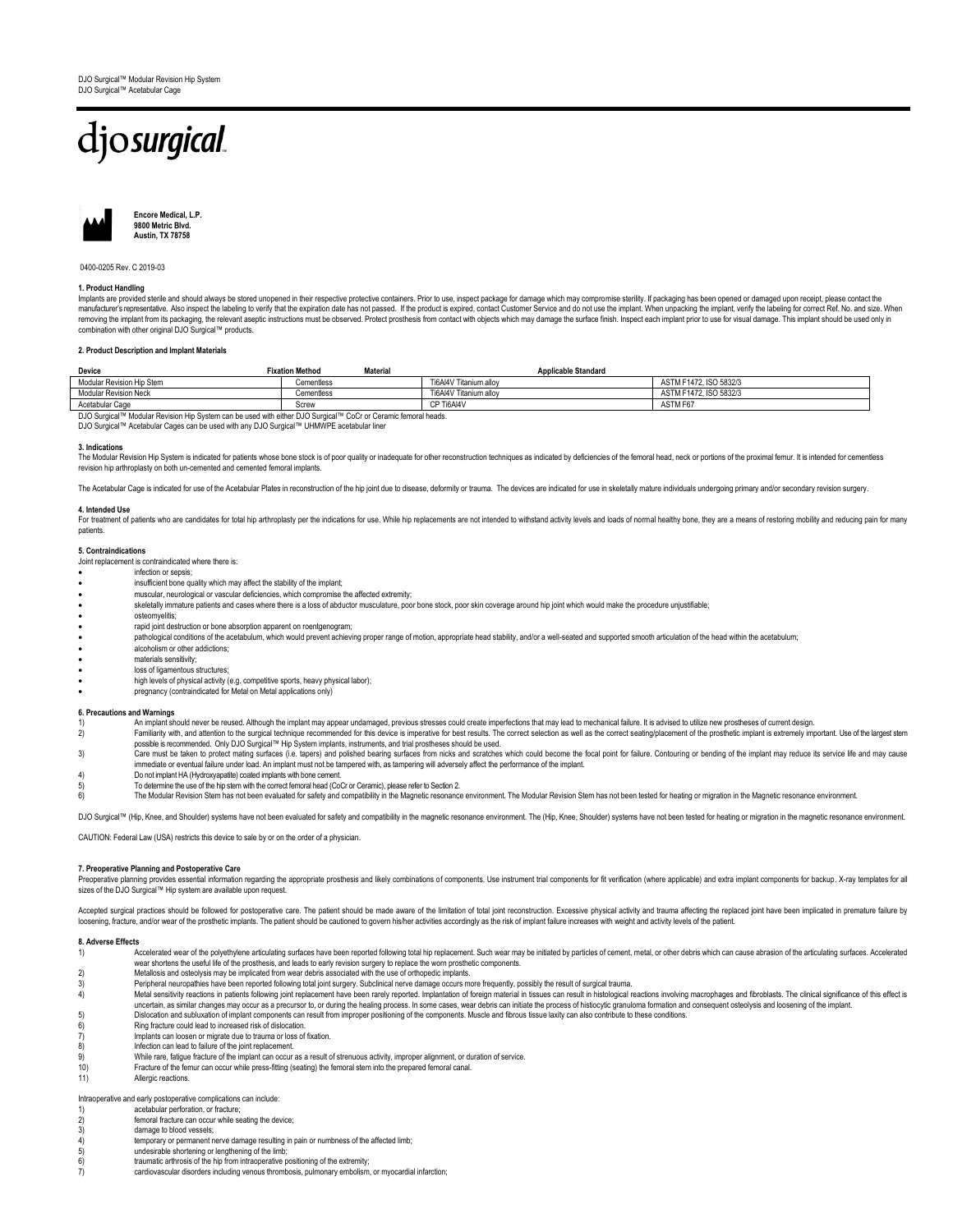DJO Surgical™ Modular Revision Hip System
DJO Surgical™ Acetabular Cage

djo*surgical*

**Encore Medical, L.P.**
**9800 Metric Blvd.**
**Austin, TX 78758**

0400-0205 Rev. C 2019-03

### 1. Product Handling

Implants are provided sterile and should always be stored unopened in their respective protective containers. Prior to use, inspect package for damage which may compromise sterility. If packaging has been opened or damaged upon receipt, please contact the manufacturer's representative. Also inspect the labeling to verify that the expiration date has not passed. If the product is expired, contact Customer Service and do not use the implant. When unpacking the implant, verify the labeling for correct Ref. No. and size. When removing the implant from its packaging, the relevant aseptic instructions must be observed. Protect prosthesis from contact with objects which may damage the surface finish. Inspect each implant prior to use for visual damage. This implant should be used only in combination with other original DJO Surgical™ products.

### 2. Product Description and Implant Materials

| Device | Fixation Method | Material | Applicable Standard |
|---|---|---|---|
| Modular Revision Hip Stem | Cementless | Ti6Al4V Titanium alloy | ASTM F1472, ISO 5832/3 |
| Modular Revision Neck | Cementless | Ti6Al4V Titanium alloy | ASTM F1472, ISO 5832/3 |
| Acetabular Cage | Screw | CP Ti6Al4V | ASTM F67 |

DJO Surgical™ Modular Revision Hip System can be used with either DJO Surgical™ CoCr or Ceramic femoral heads.
DJO Surgical™ Acetabular Cages can be used with any DJO Surgical™ UHMWPE acetabular liner

### 3. Indications

The Modular Revision Hip System is indicated for patients whose bone stock is of poor quality or inadequate for other reconstruction techniques as indicated by deficiencies of the femoral head, neck or portions of the proximal femur. It is intended for cementless revision hip arthroplasty on both un-cemented and cemented femoral implants.

The Acetabular Cage is indicated for use of the Acetabular Plates in reconstruction of the hip joint due to disease, deformity or trauma. The devices are indicated for use in skeletally mature individuals undergoing primary and/or secondary revision surgery.

### 4. Intended Use

For treatment of patients who are candidates for total hip arthroplasty per the indications for use. While hip replacements are not intended to withstand activity levels and loads of normal healthy bone, they are a means of restoring mobility and reducing pain for many patients.

### 5. Contraindications

Joint replacement is contraindicated where there is:

- infection or sepsis;
- insufficient bone quality which may affect the stability of the implant;
- muscular, neurological or vascular deficiencies, which compromise the affected extremity;
- skeletally immature patients and cases where there is a loss of abductor musculature, poor bone stock, poor skin coverage around hip joint which would make the procedure unjustifiable;
- osteomyelitis;
- rapid joint destruction or bone absorption apparent on roentgenogram;
- pathological conditions of the acetabulum, which would prevent achieving proper range of motion, appropriate head stability, and/or a well-seated and supported smooth articulation of the head within the acetabulum;
- alcoholism or other addictions;
- materials sensitivity;
- loss of ligamentous structures;
- high levels of physical activity (e.g. competitive sports, heavy physical labor);
- pregnancy (contraindicated for Metal on Metal applications only)

### 6. Precautions and Warnings

1) An implant should never be reused. Although the implant may appear undamaged, previous stresses could create imperfections that may lead to mechanical failure. It is advised to utilize new prostheses of current design.
2) Familiarity with, and attention to the surgical technique recommended for this device is imperative for best results. The correct selection as well as the correct seating/placement of the prosthetic implant is extremely important. Use of the largest stem possible is recommended. Only DJO Surgical™ Hip System implants, instruments, and trial prostheses should be used.
3) Care must be taken to protect mating surfaces (i.e. tapers) and polished bearing surfaces from nicks and scratches which could become the focal point for failure. Contouring or bending of the implant may reduce its service life and may cause immediate or eventual failure under load. An implant must not be tampered with, as tampering will adversely affect the performance of the implant.
4) Do not implant HA (Hydroxyapatite) coated implants with bone cement.
5) To determine the use of the hip stem with the correct femoral head (CoCr or Ceramic), please refer to Section 2.
6) The Modular Revision Stem has not been evaluated for safety and compatibility in the Magnetic resonance environment. The Modular Revision Stem has not been tested for heating or migration in the Magnetic resonance environment.

DJO Surgical™ (Hip, Knee, and Shoulder) systems have not been evaluated for safety and compatibility in the magnetic resonance environment. The (Hip, Knee, Shoulder) systems have not been tested for heating or migration in the magnetic resonance environment.

CAUTION: Federal Law (USA) restricts this device to sale by or on the order of a physician.

### 7. Preoperative Planning and Postoperative Care

Preoperative planning provides essential information regarding the appropriate prosthesis and likely combinations of components. Use instrument trial components for fit verification (where applicable) and extra implant components for backup. X-ray templates for all sizes of the DJO Surgical™ Hip system are available upon request.

Accepted surgical practices should be followed for postoperative care. The patient should be made aware of the limitation of total joint reconstruction. Excessive physical activity and trauma affecting the replaced joint have been implicated in premature failure by loosening, fracture, and/or wear of the prosthetic implants. The patient should be cautioned to govern his/her activities accordingly as the risk of implant failure increases with weight and activity levels of the patient.

### 8. Adverse Effects

1) Accelerated wear of the polyethylene articulating surfaces have been reported following total hip replacement. Such wear may be initiated by particles of cement, metal, or other debris which can cause abrasion of the articulating surfaces. Accelerated wear shortens the useful life of the prosthesis, and leads to early revision surgery to replace the worn prosthetic components.
2) Metallosis and osteolysis may be implicated from wear debris associated with the use of orthopedic implants.
3) Peripheral neuropathies have been reported following total joint surgery. Subclinical nerve damage occurs more frequently, possibly the result of surgical trauma.
4) Metal sensitivity reactions in patients following joint replacement have been rarely reported. Implantation of foreign material in tissues can result in histological reactions involving macrophages and fibroblasts. The clinical significance of this effect is uncertain, as similar changes may occur as a precursor to, or during the healing process. In some cases, wear debris can initiate the process of histiocytic granuloma formation and consequent osteolysis and loosening of the implant.
5) Dislocation and subluxation of implant components can result from improper positioning of the components. Muscle and fibrous tissue laxity can also contribute to these conditions.
6) Ring fracture could lead to increased risk of dislocation.
7) Implants can loosen or migrate due to trauma or loss of fixation.
8) Infection can lead to failure of the joint replacement.
9) While rare, fatigue fracture of the implant can occur as a result of strenuous activity, improper alignment, or duration of service.
10) Fracture of the femur can occur while press-fitting (seating) the femoral stem into the prepared femoral canal.
11) Allergic reactions.

Intraoperative and early postoperative complications can include:

1) acetabular perforation, or fracture;
2) femoral fracture can occur while seating the device;
3) damage to blood vessels;
4) temporary or permanent nerve damage resulting in pain or numbness of the affected limb;
5) undesirable shortening or lengthening of the limb;
6) traumatic arthrosis of the hip from intraoperative positioning of the extremity;
7) cardiovascular disorders including venous thrombosis, pulmonary embolism, or myocardial infarction;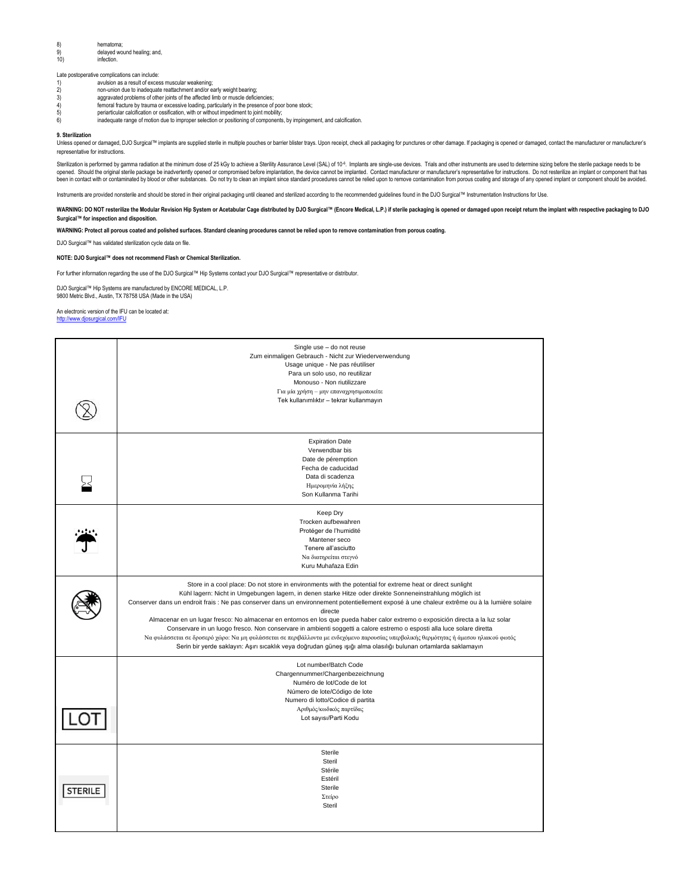8) hematoma;
9) delayed wound healing; and,
10) infection.

Late postoperative complications can include:

1) avulsion as a result of excess muscular weakening;
2) non-union due to inadequate reattachment and/or early weight bearing;
3) aggravated problems of other joints of the affected limb or muscle deficiencies;
4) femoral fracture by trauma or excessive loading, particularly in the presence of poor bone stock;
5) periarticular calcification or ossification, with or without impediment to joint mobility;
6) inadequate range of motion due to improper selection or positioning of components, by impingement, and calcification.

**9. Sterilization**

Unless opened or damaged, DJO Surgical™ implants are supplied sterile in multiple pouches or barrier blister trays. Upon receipt, check all packaging for punctures or other damage. If packaging is opened or damaged, contact the manufacturer or manufacturer's representative for instructions.

Sterilization is performed by gamma radiation at the minimum dose of 25 kGy to achieve a Sterility Assurance Level (SAL) of $10^{-6}$. Implants are single-use devices. Trials and other instruments are used to determine sizing before the sterile package needs to be opened. Should the original sterile package be inadvertently opened or compromised before implantation, the device cannot be implanted. Contact manufacturer or manufacturer's representative for instructions. Do not resterilize an implant or component that has been in contact with or contaminated by blood or other substances. Do not try to clean an implant since standard procedures cannot be relied upon to remove contamination from porous coating and storage of any opened implant or component should be avoided.

Instruments are provided nonsterile and should be stored in their original packaging until cleaned and sterilized according to the recommended guidelines found in the DJO Surgical™ Instrumentation Instructions for Use.

**WARNING: DO NOT resterilize the Modular Revision Hip System or Acetabular Cage distributed by DJO Surgical™ (Encore Medical, L.P.) if sterile packaging is opened or damaged upon receipt return the implant with respective packaging to DJO Surgical™ for inspection and disposition.**

**WARNING: Protect all porous coated and polished surfaces. Standard cleaning procedures cannot be relied upon to remove contamination from porous coating.**

DJO Surgical™ has validated sterilization cycle data on file.

**NOTE: DJO Surgical™ does not recommend Flash or Chemical Sterilization.**

For further information regarding the use of the DJO Surgical™ Hip Systems contact your DJO Surgical™ representative or distributor.

DJO Surgical™ Hip Systems are manufactured by ENCORE MEDICAL, L.P.
9800 Metric Blvd., Austin, TX 78758 USA (Made in the USA)

An electronic version of the IFU can be located at:
http://www.djosurgical.com/IFU

| Symbol | Description |
|---|---|
| (Do not reuse symbol) | Single use – do not reuse<br>Zum einmaligen Gebrauch - Nicht zur Wiederverwendung<br>Usage unique - Ne pas réutiliser<br>Para un solo uso, no reutilizar<br>Monouso - Non riutilizzare<br>Για μία χρήση – μην επαναχρησιμοποιείτε<br>Tek kullanımlıktır – tekrar kullanmayın |
| (Hourglass symbol) | Expiration Date<br>Verwendbar bis<br>Date de péremption<br>Fecha de caducidad<br>Data di scadenza<br>Ημερομηνία λήξης<br>Son Kullanma Tarihi |
| (Umbrella symbol) | Keep Dry<br>Trocken aufbewahren<br>Protéger de l'humidité<br>Mantener seco<br>Tenere all'asciutto<br>Να διατηρείται στεγνό<br>Kuru Muhafaza Edin |
| (Keep away from heat symbol) | Store in a cool place: Do not store in environments with the potential for extreme heat or direct sunlight<br>Kühl lagern: Nicht in Umgebungen lagern, in denen starke Hitze oder direkte Sonneneinstrahlung möglich ist<br>Conserver dans un endroit frais : Ne pas conserver dans un environnement potentiellement exposé à une chaleur extrême ou à la lumière solaire directe<br>Almacenar en un lugar fresco: No almacenar en entornos en los que pueda haber calor extremo o exposición directa a la luz solar<br>Conservare in un luogo fresco. Non conservare in ambienti soggetti a calore estremo o esposti alla luce solare diretta<br>Να φυλάσσεται σε δροσερό χώρο: Να μη φυλάσσεται σε περιβάλλοντα με ενδεχόμενο παρουσίας υπερβολικής θερμότητας ή άμεσου ηλιακού φωτός<br>Serin bir yerde saklayın: Aşırı sıcaklık veya doğrudan güneş ışığı alma olasılığı bulunan ortamlarda saklamayın |
| LOT | Lot number/Batch Code<br>Chargennummer/Chargenbezeichnung<br>Numéro de lot/Code de lot<br>Número de lote/Código de lote<br>Numero di lotto/Codice di partita<br>Αριθμός/κωδικός παρτίδας<br>Lot sayısı/Parti Kodu |
| STERILE | Sterile<br>Steril<br>Stérile<br>Estéril<br>Sterile<br>Στείρο<br>Steril |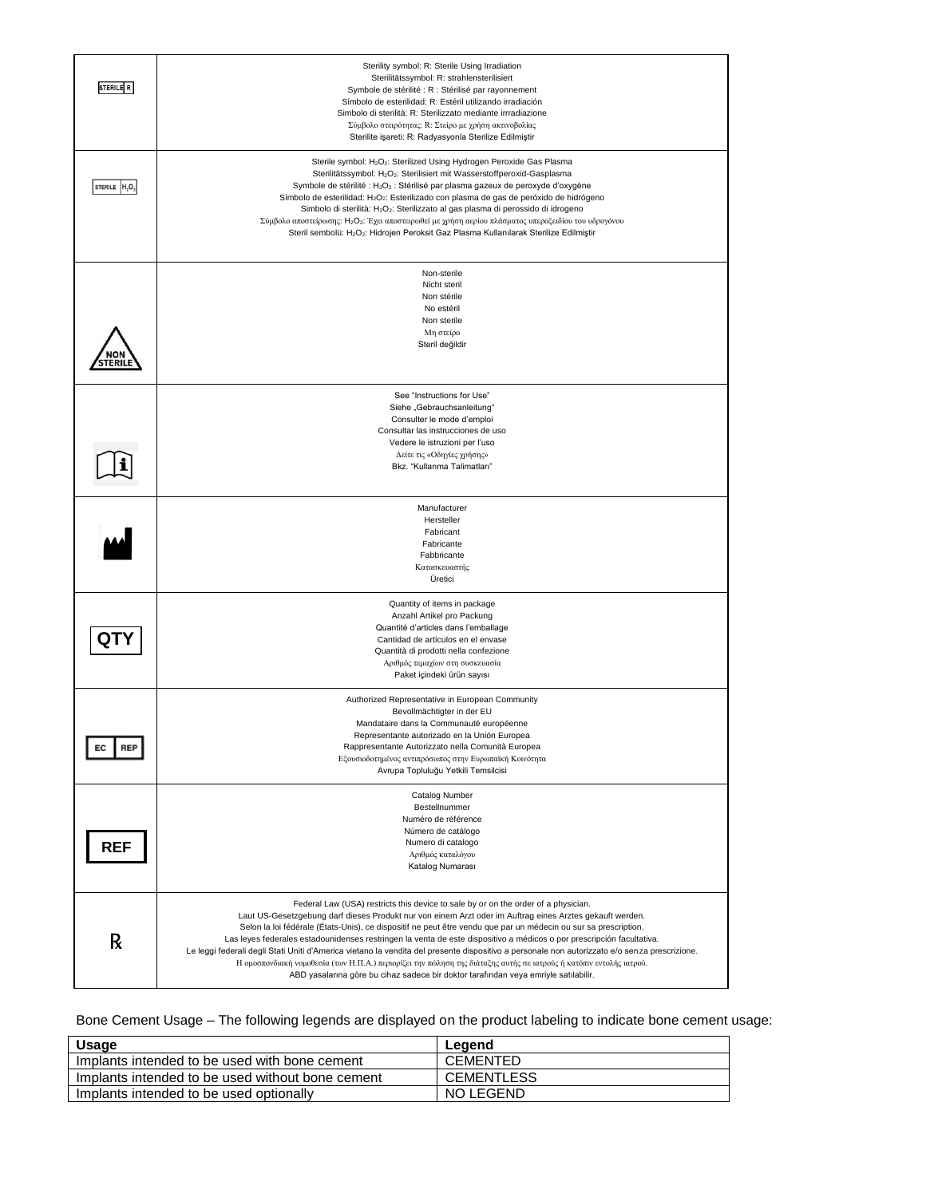| | |
|---|---|
| STERILE R | Sterility symbol: R: Sterile Using Irradiation<br>Sterilitätssymbol: R: strahlensterilisiert<br>Symbole de stérilité : R : Stérilisé par rayonnement<br>Símbolo de esterilidad: R: Estéril utilizando irradiación<br>Simbolo di sterilità: R: Sterilizzato mediante irrradiazione<br>Σύμβολο στειρότητας: R: Στείρο με χρήση ακτινοβολίας<br>Sterilite işareti: R: Radyasyonla Sterilize Edilmiştir |
| STERILE $H_2O_2$ | Sterile symbol: $H_2O_2$: Sterilized Using Hydrogen Peroxide Gas Plasma<br>Sterilitätssymbol: $H_2O_2$: Sterilisiert mit Wasserstoffperoxid-Gasplasma<br>Symbole de stérilité : $H_2O_2$ : Stérilisé par plasma gazeux de peroxyde d'oxygène<br>Símbolo de esterilidad: $H_2O_2$: Esterilizado con plasma de gas de peróxido de hidrógeno<br>Simbolo di sterilità: $H_2O_2$: Sterilizzato al gas plasma di perossido di idrogeno<br>Σύμβολο αποστείρωσης: $H_2O_2$: Έχει αποστειρωθεί με χρήση αερίου πλάσματος υπεροξειδίου του υδρογόνου<br>Steril sembolü: $H_2O_2$: Hidrojen Peroksit Gaz Plasma Kullanılarak Sterilize Edilmiştir |
| NON STERILE | Non-sterile<br>Nicht steril<br>Non stérile<br>No estéril<br>Non sterile<br>Μη στείρο<br>Steril değildir |
| | See "Instructions for Use"<br>Siehe „Gebrauchsanleitung"<br>Consulter le mode d'emploi<br>Consultar las instrucciones de uso<br>Vedere le istruzioni per l'uso<br>Δείτε τις «Οδηγίες χρήσης»<br>Bkz. "Kullanma Talimatları" |
| | Manufacturer<br>Hersteller<br>Fabricant<br>Fabricante<br>Fabbricante<br>Κατασκευαστής<br>Üretici |
| QTY | Quantity of items in package<br>Anzahl Artikel pro Packung<br>Quantité d'articles dans l'emballage<br>Cantidad de artículos en el envase<br>Quantità di prodotti nella confezione<br>Αριθμός τεμαχίων στη συσκευασία<br>Paket içindeki ürün sayısı |
| EC REP | Authorized Representative in European Community<br>Bevollmächtigter in der EU<br>Mandataire dans la Communauté européenne<br>Representante autorizado en la Unión Europea<br>Rappresentante Autorizzato nella Comunità Europea<br>Εξουσιοδοτημένος αντιπρόσωπος στην Ευρωπαϊκή Κοινότητα<br>Avrupa Topluluğu Yetkili Temsilcisi |
| REF | Catalog Number<br>Bestellnummer<br>Numéro de référence<br>Número de catálogo<br>Numero di catalogo<br>Αριθμός καταλόγου<br>Katalog Numarası |
| ℞ | Federal Law (USA) restricts this device to sale by or on the order of a physician.<br>Laut US-Gesetzgebung darf dieses Produkt nur von einem Arzt oder im Auftrag eines Arztes gekauft werden.<br>Selon la loi fédérale (États-Unis), ce dispositif ne peut être vendu que par un médecin ou sur sa prescription.<br>Las leyes federales estadounidenses restringen la venta de este dispositivo a médicos o por prescripción facultativa.<br>Le leggi federali degli Stati Uniti d'America vietano la vendita del presente dispositivo a personale non autorizzato e/o senza prescrizione.<br>Η ομοσπονδιακή νομοθεσία (των Η.Π.Α.) περιορίζει την πώληση της διάταξης αυτής σε ιατρούς ή κατόπιν εντολής ιατρού.<br>ABD yasalarına göre bu cihaz sadece bir doktor tarafından veya emriyle satılabilir. |

Bone Cement Usage – The following legends are displayed on the product labeling to indicate bone cement usage:

| Usage | Legend |
|---|---|
| Implants intended to be used with bone cement | CEMENTED |
| Implants intended to be used without bone cement | CEMENTLESS |
| Implants intended to be used optionally | NO LEGEND |